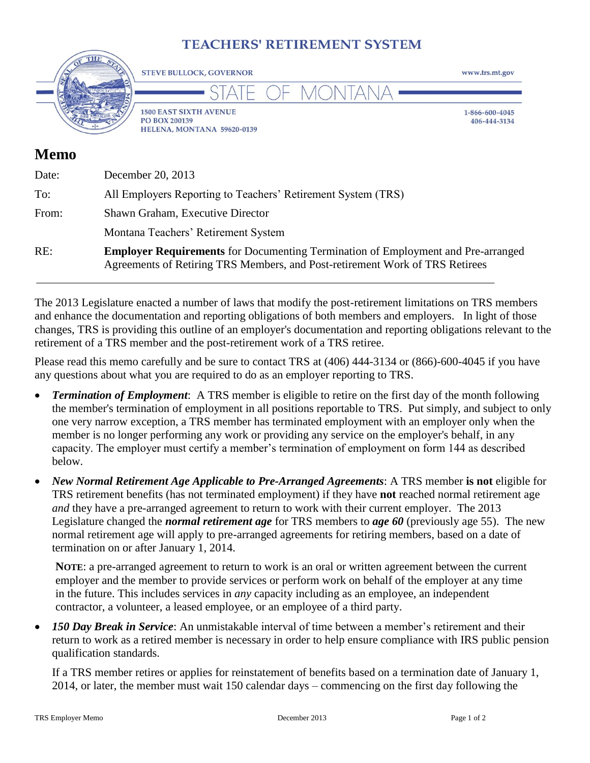# TEACHERS' RETIREMENT SYSTEM

STEVE BULLOCK, GOVERNOR

www.trs.mt.gov

STATE OF MONTANA

1500 EAST SIXTH AVENUE
PO BOX 200139
HELENA, MONTANA 59620-0139

1-866-600-4045
406-444-3134

## Memo

| | |
|---|---|
| Date: | December 20, 2013 |
| To: | All Employers Reporting to Teachers' Retirement System (TRS) |
| From: | Shawn Graham, Executive Director<br>Montana Teachers' Retirement System |
| RE: | **Employer Requirements** for Documenting Termination of Employment and Pre-arranged Agreements of Retiring TRS Members, and Post-retirement Work of TRS Retirees |

The 2013 Legislature enacted a number of laws that modify the post-retirement limitations on TRS members and enhance the documentation and reporting obligations of both members and employers. In light of those changes, TRS is providing this outline of an employer's documentation and reporting obligations relevant to the retirement of a TRS member and the post-retirement work of a TRS retiree.

Please read this memo carefully and be sure to contact TRS at (406) 444-3134 or (866)-600-4045 if you have any questions about what you are required to do as an employer reporting to TRS.

- ***Termination of Employment***: A TRS member is eligible to retire on the first day of the month following the member's termination of employment in all positions reportable to TRS. Put simply, and subject to only one very narrow exception, a TRS member has terminated employment with an employer only when the member is no longer performing any work or providing any service on the employer's behalf, in any capacity. The employer must certify a member's termination of employment on form 144 as described below.

- ***New Normal Retirement Age Applicable to Pre-Arranged Agreements***: A TRS member **is not** eligible for TRS retirement benefits (has not terminated employment) if they have **not** reached normal retirement age *and* they have a pre-arranged agreement to return to work with their current employer. The 2013 Legislature changed the ***normal retirement age*** for TRS members to ***age 60*** (previously age 55). The new normal retirement age will apply to pre-arranged agreements for retiring members, based on a date of termination on or after January 1, 2014.

  **NOTE**: a pre-arranged agreement to return to work is an oral or written agreement between the current employer and the member to provide services or perform work on behalf of the employer at any time in the future. This includes services in *any* capacity including as an employee, an independent contractor, a volunteer, a leased employee, or an employee of a third party.

- ***150 Day Break in Service***: An unmistakable interval of time between a member's retirement and their return to work as a retired member is necessary in order to help ensure compliance with IRS public pension qualification standards.

  If a TRS member retires or applies for reinstatement of benefits based on a termination date of January 1, 2014, or later, the member must wait 150 calendar days – commencing on the first day following the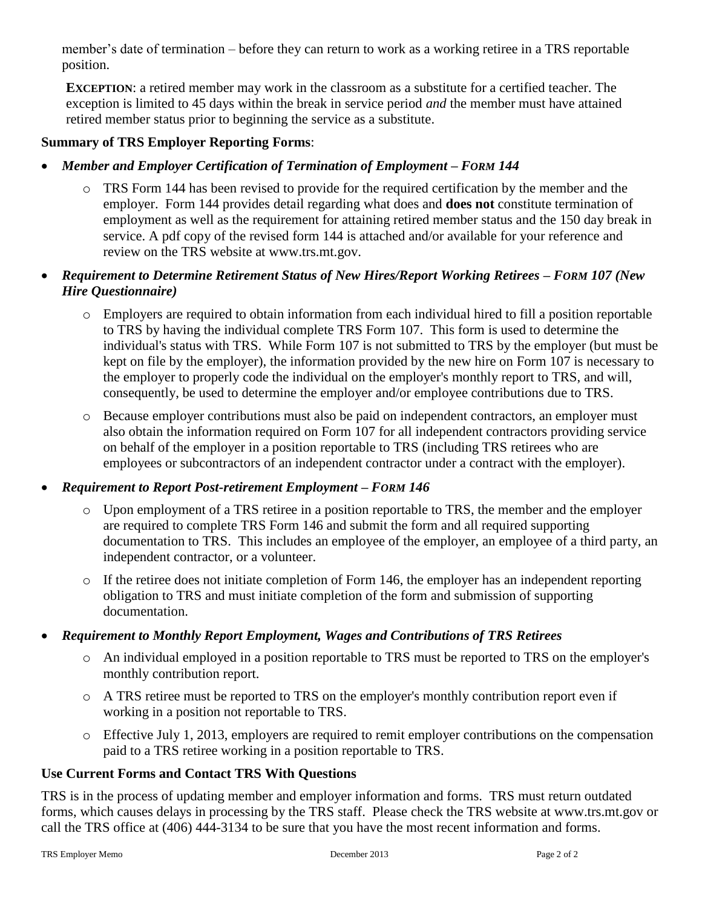member's date of termination – before they can return to work as a working retiree in a TRS reportable position.

**EXCEPTION**: a retired member may work in the classroom as a substitute for a certified teacher. The exception is limited to 45 days within the break in service period *and* the member must have attained retired member status prior to beginning the service as a substitute.

**Summary of TRS Employer Reporting Forms**:

- ***Member and Employer Certification of Termination of Employment – FORM 144***
  - TRS Form 144 has been revised to provide for the required certification by the member and the employer. Form 144 provides detail regarding what does and **does not** constitute termination of employment as well as the requirement for attaining retired member status and the 150 day break in service. A pdf copy of the revised form 144 is attached and/or available for your reference and review on the TRS website at www.trs.mt.gov.

- ***Requirement to Determine Retirement Status of New Hires/Report Working Retirees – FORM 107 (New Hire Questionnaire)***
  - Employers are required to obtain information from each individual hired to fill a position reportable to TRS by having the individual complete TRS Form 107. This form is used to determine the individual's status with TRS. While Form 107 is not submitted to TRS by the employer (but must be kept on file by the employer), the information provided by the new hire on Form 107 is necessary to the employer to properly code the individual on the employer's monthly report to TRS, and will, consequently, be used to determine the employer and/or employee contributions due to TRS.
  - Because employer contributions must also be paid on independent contractors, an employer must also obtain the information required on Form 107 for all independent contractors providing service on behalf of the employer in a position reportable to TRS (including TRS retirees who are employees or subcontractors of an independent contractor under a contract with the employer).

- ***Requirement to Report Post-retirement Employment – FORM 146***
  - Upon employment of a TRS retiree in a position reportable to TRS, the member and the employer are required to complete TRS Form 146 and submit the form and all required supporting documentation to TRS. This includes an employee of the employer, an employee of a third party, an independent contractor, or a volunteer.
  - If the retiree does not initiate completion of Form 146, the employer has an independent reporting obligation to TRS and must initiate completion of the form and submission of supporting documentation.

- ***Requirement to Monthly Report Employment, Wages and Contributions of TRS Retirees***
  - An individual employed in a position reportable to TRS must be reported to TRS on the employer's monthly contribution report.
  - A TRS retiree must be reported to TRS on the employer's monthly contribution report even if working in a position not reportable to TRS.
  - Effective July 1, 2013, employers are required to remit employer contributions on the compensation paid to a TRS retiree working in a position reportable to TRS.

**Use Current Forms and Contact TRS With Questions**

TRS is in the process of updating member and employer information and forms. TRS must return outdated forms, which causes delays in processing by the TRS staff. Please check the TRS website at www.trs.mt.gov or call the TRS office at (406) 444-3134 to be sure that you have the most recent information and forms.